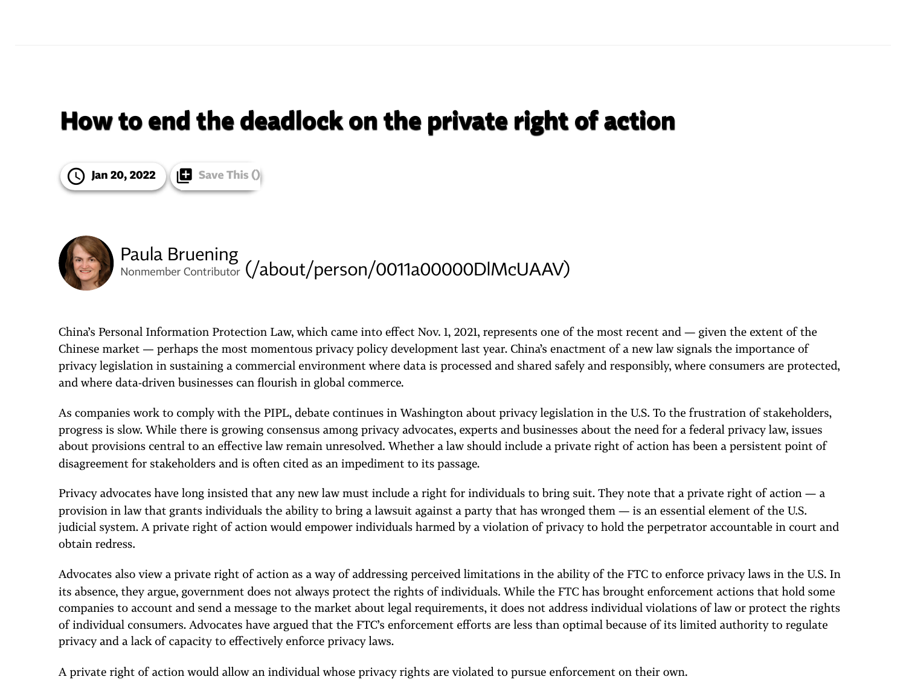# How to end the deadlock on the private right of action

Jan 20, 2022

Paula Bruening
Nonmember Contributor (/about/person/0011a00000DlMcUAAV)

China's Personal Information Protection Law, which came into effect Nov. 1, 2021, represents one of the most recent and — given the extent of the Chinese market — perhaps the most momentous privacy policy development last year. China's enactment of a new law signals the importance of privacy legislation in sustaining a commercial environment where data is processed and shared safely and responsibly, where consumers are protected, and where data-driven businesses can flourish in global commerce.

As companies work to comply with the PIPL, debate continues in Washington about privacy legislation in the U.S. To the frustration of stakeholders, progress is slow. While there is growing consensus among privacy advocates, experts and businesses about the need for a federal privacy law, issues about provisions central to an effective law remain unresolved. Whether a law should include a private right of action has been a persistent point of disagreement for stakeholders and is often cited as an impediment to its passage.

Privacy advocates have long insisted that any new law must include a right for individuals to bring suit. They note that a private right of action — a provision in law that grants individuals the ability to bring a lawsuit against a party that has wronged them — is an essential element of the U.S. judicial system. A private right of action would empower individuals harmed by a violation of privacy to hold the perpetrator accountable in court and obtain redress.

Advocates also view a private right of action as a way of addressing perceived limitations in the ability of the FTC to enforce privacy laws in the U.S. In its absence, they argue, government does not always protect the rights of individuals. While the FTC has brought enforcement actions that hold some companies to account and send a message to the market about legal requirements, it does not address individual violations of law or protect the rights of individual consumers. Advocates have argued that the FTC's enforcement efforts are less than optimal because of its limited authority to regulate privacy and a lack of capacity to effectively enforce privacy laws.

A private right of action would allow an individual whose privacy rights are violated to pursue enforcement on their own.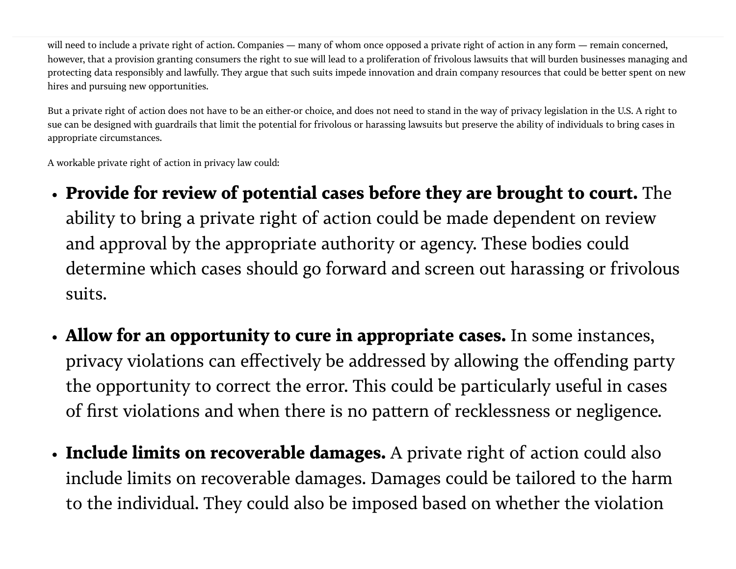will need to include a private right of action. Companies — many of whom once opposed a private right of action in any form — remain concerned, however, that a provision granting consumers the right to sue will lead to a proliferation of frivolous lawsuits that will burden businesses managing and protecting data responsibly and lawfully. They argue that such suits impede innovation and drain company resources that could be better spent on new hires and pursuing new opportunities.

But a private right of action does not have to be an either-or choice, and does not need to stand in the way of privacy legislation in the U.S. A right to sue can be designed with guardrails that limit the potential for frivolous or harassing lawsuits but preserve the ability of individuals to bring cases in appropriate circumstances.

A workable private right of action in privacy law could:

- **Provide for review of potential cases before they are brought to court.** The ability to bring a private right of action could be made dependent on review and approval by the appropriate authority or agency. These bodies could determine which cases should go forward and screen out harassing or frivolous suits.

- **Allow for an opportunity to cure in appropriate cases.** In some instances, privacy violations can effectively be addressed by allowing the offending party the opportunity to correct the error. This could be particularly useful in cases of first violations and when there is no pattern of recklessness or negligence.

- **Include limits on recoverable damages.** A private right of action could also include limits on recoverable damages. Damages could be tailored to the harm to the individual. They could also be imposed based on whether the violation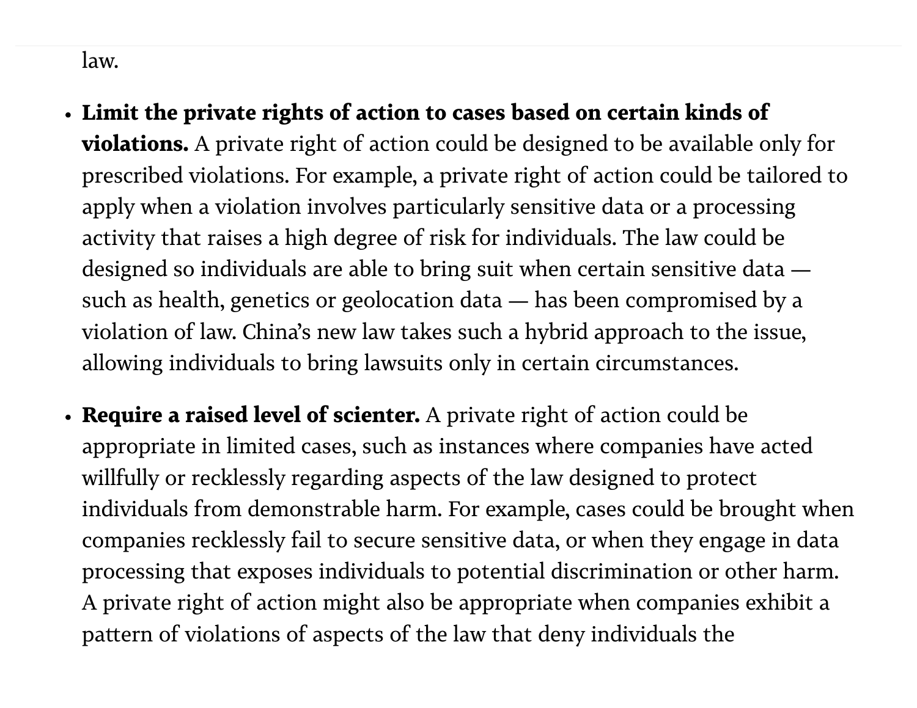law.

- **Limit the private rights of action to cases based on certain kinds of violations.** A private right of action could be designed to be available only for prescribed violations. For example, a private right of action could be tailored to apply when a violation involves particularly sensitive data or a processing activity that raises a high degree of risk for individuals. The law could be designed so individuals are able to bring suit when certain sensitive data — such as health, genetics or geolocation data — has been compromised by a violation of law. China's new law takes such a hybrid approach to the issue, allowing individuals to bring lawsuits only in certain circumstances.

- **Require a raised level of scienter.** A private right of action could be appropriate in limited cases, such as instances where companies have acted willfully or recklessly regarding aspects of the law designed to protect individuals from demonstrable harm. For example, cases could be brought when companies recklessly fail to secure sensitive data, or when they engage in data processing that exposes individuals to potential discrimination or other harm. A private right of action might also be appropriate when companies exhibit a pattern of violations of aspects of the law that deny individuals the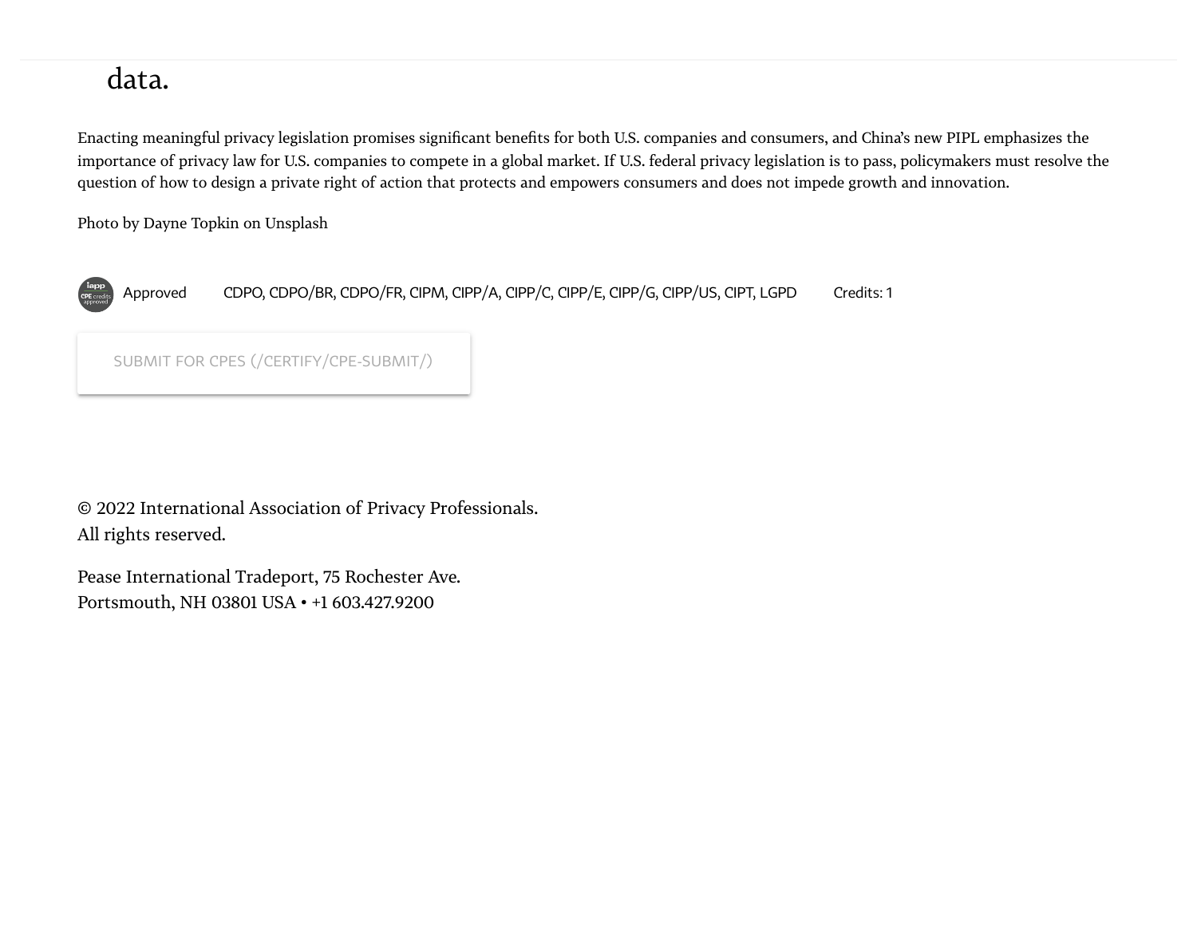data.

Enacting meaningful privacy legislation promises significant benefits for both U.S. companies and consumers, and China's new PIPL emphasizes the importance of privacy law for U.S. companies to compete in a global market. If U.S. federal privacy legislation is to pass, policymakers must resolve the question of how to design a private right of action that protects and empowers consumers and does not impede growth and innovation.

Photo by Dayne Topkin on Unsplash

Approved CDPO, CDPO/BR, CDPO/FR, CIPM, CIPP/A, CIPP/C, CIPP/E, CIPP/G, CIPP/US, CIPT, LGPD Credits: 1

SUBMIT FOR CPES (/CERTIFY/CPE-SUBMIT/)

© 2022 International Association of Privacy Professionals.
All rights reserved.

Pease International Tradeport, 75 Rochester Ave.
Portsmouth, NH 03801 USA • +1 603.427.9200